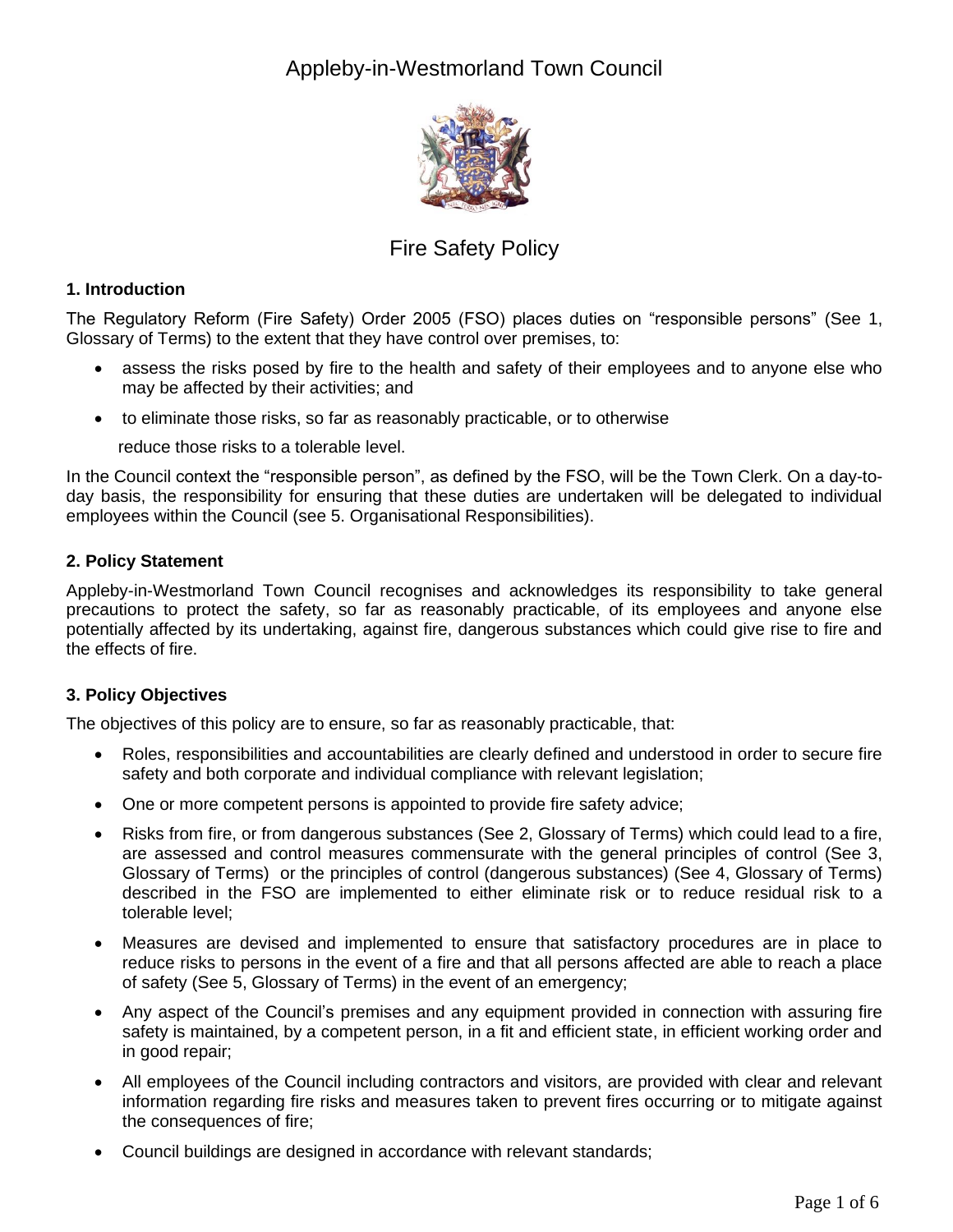# Appleby-in-Westmorland Town Council

## Fire Safety Policy

### 1. Introduction

The Regulatory Reform (Fire Safety) Order 2005 (FSO) places duties on "responsible persons" (See 1, Glossary of Terms) to the extent that they have control over premises, to:

- assess the risks posed by fire to the health and safety of their employees and to anyone else who may be affected by their activities; and
- to eliminate those risks, so far as reasonably practicable, or to otherwise

  reduce those risks to a tolerable level.

In the Council context the "responsible person", as defined by the FSO, will be the Town Clerk. On a day-to-day basis, the responsibility for ensuring that these duties are undertaken will be delegated to individual employees within the Council (see 5. Organisational Responsibilities).

### 2. Policy Statement

Appleby-in-Westmorland Town Council recognises and acknowledges its responsibility to take general precautions to protect the safety, so far as reasonably practicable, of its employees and anyone else potentially affected by its undertaking, against fire, dangerous substances which could give rise to fire and the effects of fire.

### 3. Policy Objectives

The objectives of this policy are to ensure, so far as reasonably practicable, that:

- Roles, responsibilities and accountabilities are clearly defined and understood in order to secure fire safety and both corporate and individual compliance with relevant legislation;
- One or more competent persons is appointed to provide fire safety advice;
- Risks from fire, or from dangerous substances (See 2, Glossary of Terms) which could lead to a fire, are assessed and control measures commensurate with the general principles of control (See 3, Glossary of Terms) or the principles of control (dangerous substances) (See 4, Glossary of Terms) described in the FSO are implemented to either eliminate risk or to reduce residual risk to a tolerable level;
- Measures are devised and implemented to ensure that satisfactory procedures are in place to reduce risks to persons in the event of a fire and that all persons affected are able to reach a place of safety (See 5, Glossary of Terms) in the event of an emergency;
- Any aspect of the Council's premises and any equipment provided in connection with assuring fire safety is maintained, by a competent person, in a fit and efficient state, in efficient working order and in good repair;
- All employees of the Council including contractors and visitors, are provided with clear and relevant information regarding fire risks and measures taken to prevent fires occurring or to mitigate against the consequences of fire;
- Council buildings are designed in accordance with relevant standards;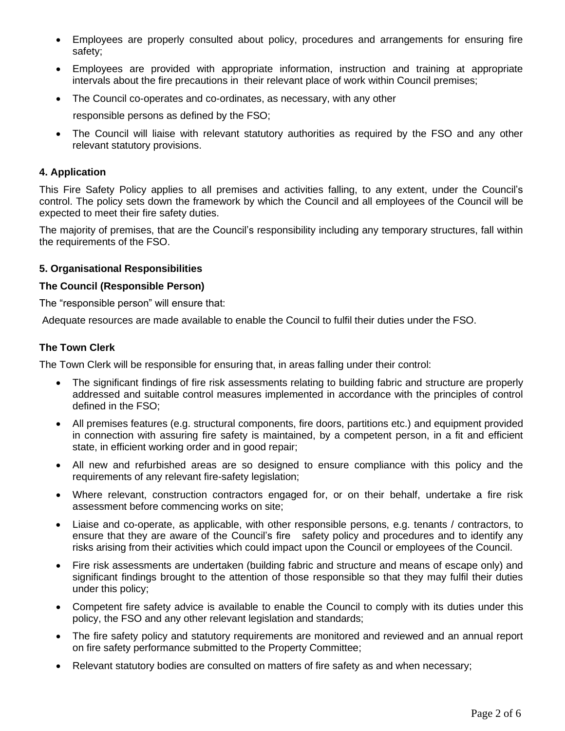- Employees are properly consulted about policy, procedures and arrangements for ensuring fire safety;
- Employees are provided with appropriate information, instruction and training at appropriate intervals about the fire precautions in their relevant place of work within Council premises;
- The Council co-operates and co-ordinates, as necessary, with any other responsible persons as defined by the FSO;
- The Council will liaise with relevant statutory authorities as required by the FSO and any other relevant statutory provisions.

**4. Application**

This Fire Safety Policy applies to all premises and activities falling, to any extent, under the Council's control. The policy sets down the framework by which the Council and all employees of the Council will be expected to meet their fire safety duties.

The majority of premises, that are the Council's responsibility including any temporary structures, fall within the requirements of the FSO.

**5. Organisational Responsibilities**

**The Council (Responsible Person)**

The "responsible person" will ensure that:

Adequate resources are made available to enable the Council to fulfil their duties under the FSO.

**The Town Clerk**

The Town Clerk will be responsible for ensuring that, in areas falling under their control:

- The significant findings of fire risk assessments relating to building fabric and structure are properly addressed and suitable control measures implemented in accordance with the principles of control defined in the FSO;
- All premises features (e.g. structural components, fire doors, partitions etc.) and equipment provided in connection with assuring fire safety is maintained, by a competent person, in a fit and efficient state, in efficient working order and in good repair;
- All new and refurbished areas are so designed to ensure compliance with this policy and the requirements of any relevant fire-safety legislation;
- Where relevant, construction contractors engaged for, or on their behalf, undertake a fire risk assessment before commencing works on site;
- Liaise and co-operate, as applicable, with other responsible persons, e.g. tenants / contractors, to ensure that they are aware of the Council's fire safety policy and procedures and to identify any risks arising from their activities which could impact upon the Council or employees of the Council.
- Fire risk assessments are undertaken (building fabric and structure and means of escape only) and significant findings brought to the attention of those responsible so that they may fulfil their duties under this policy;
- Competent fire safety advice is available to enable the Council to comply with its duties under this policy, the FSO and any other relevant legislation and standards;
- The fire safety policy and statutory requirements are monitored and reviewed and an annual report on fire safety performance submitted to the Property Committee;
- Relevant statutory bodies are consulted on matters of fire safety as and when necessary;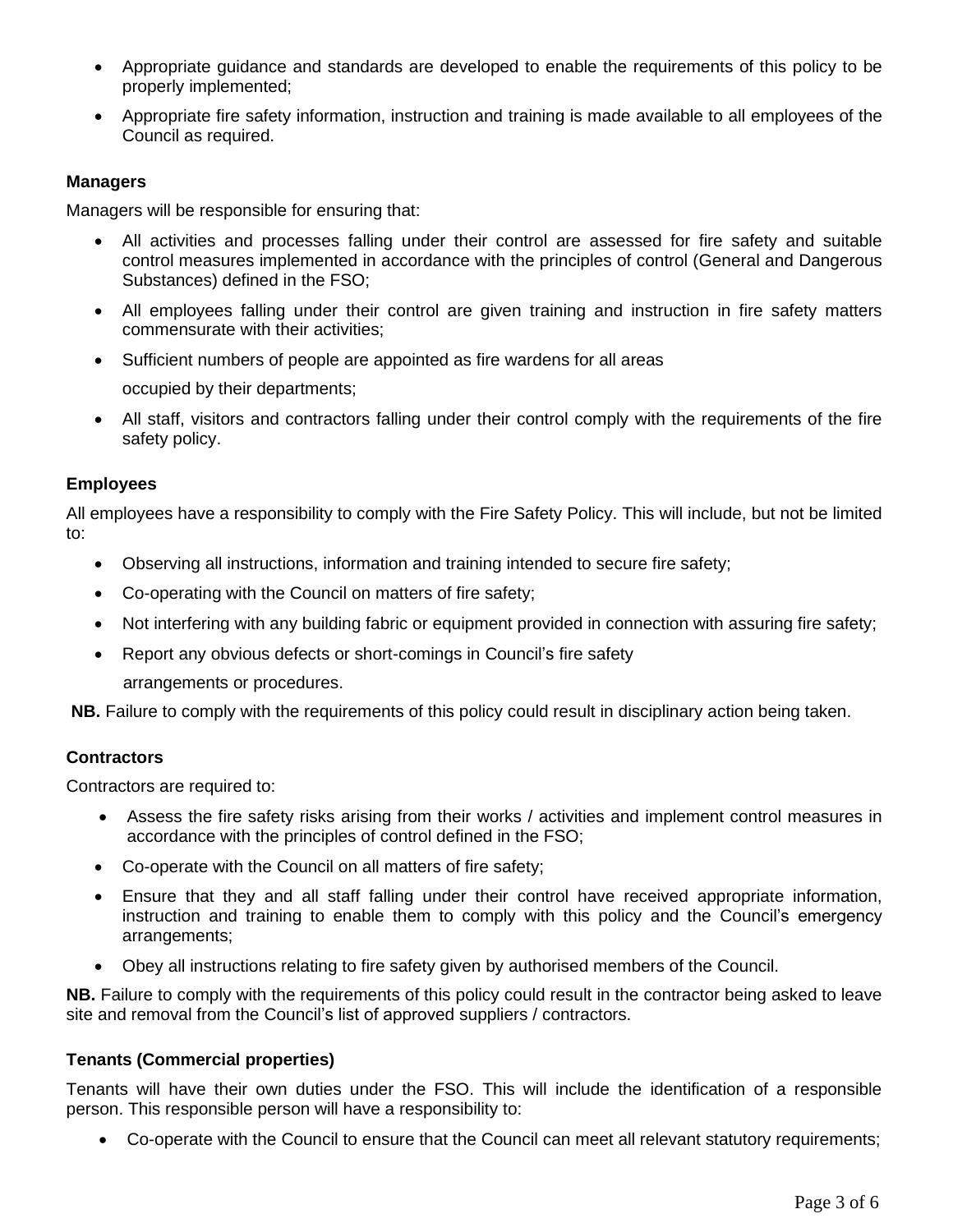- Appropriate guidance and standards are developed to enable the requirements of this policy to be properly implemented;
- Appropriate fire safety information, instruction and training is made available to all employees of the Council as required.

**Managers**

Managers will be responsible for ensuring that:

- All activities and processes falling under their control are assessed for fire safety and suitable control measures implemented in accordance with the principles of control (General and Dangerous Substances) defined in the FSO;
- All employees falling under their control are given training and instruction in fire safety matters commensurate with their activities;
- Sufficient numbers of people are appointed as fire wardens for all areas occupied by their departments;
- All staff, visitors and contractors falling under their control comply with the requirements of the fire safety policy.

**Employees**

All employees have a responsibility to comply with the Fire Safety Policy. This will include, but not be limited to:

- Observing all instructions, information and training intended to secure fire safety;
- Co-operating with the Council on matters of fire safety;
- Not interfering with any building fabric or equipment provided in connection with assuring fire safety;
- Report any obvious defects or short-comings in Council's fire safety arrangements or procedures.

**NB.** Failure to comply with the requirements of this policy could result in disciplinary action being taken.

**Contractors**

Contractors are required to:

- Assess the fire safety risks arising from their works / activities and implement control measures in accordance with the principles of control defined in the FSO;
- Co-operate with the Council on all matters of fire safety;
- Ensure that they and all staff falling under their control have received appropriate information, instruction and training to enable them to comply with this policy and the Council's emergency arrangements;
- Obey all instructions relating to fire safety given by authorised members of the Council.

**NB.** Failure to comply with the requirements of this policy could result in the contractor being asked to leave site and removal from the Council's list of approved suppliers / contractors.

**Tenants (Commercial properties)**

Tenants will have their own duties under the FSO. This will include the identification of a responsible person. This responsible person will have a responsibility to:

- Co-operate with the Council to ensure that the Council can meet all relevant statutory requirements;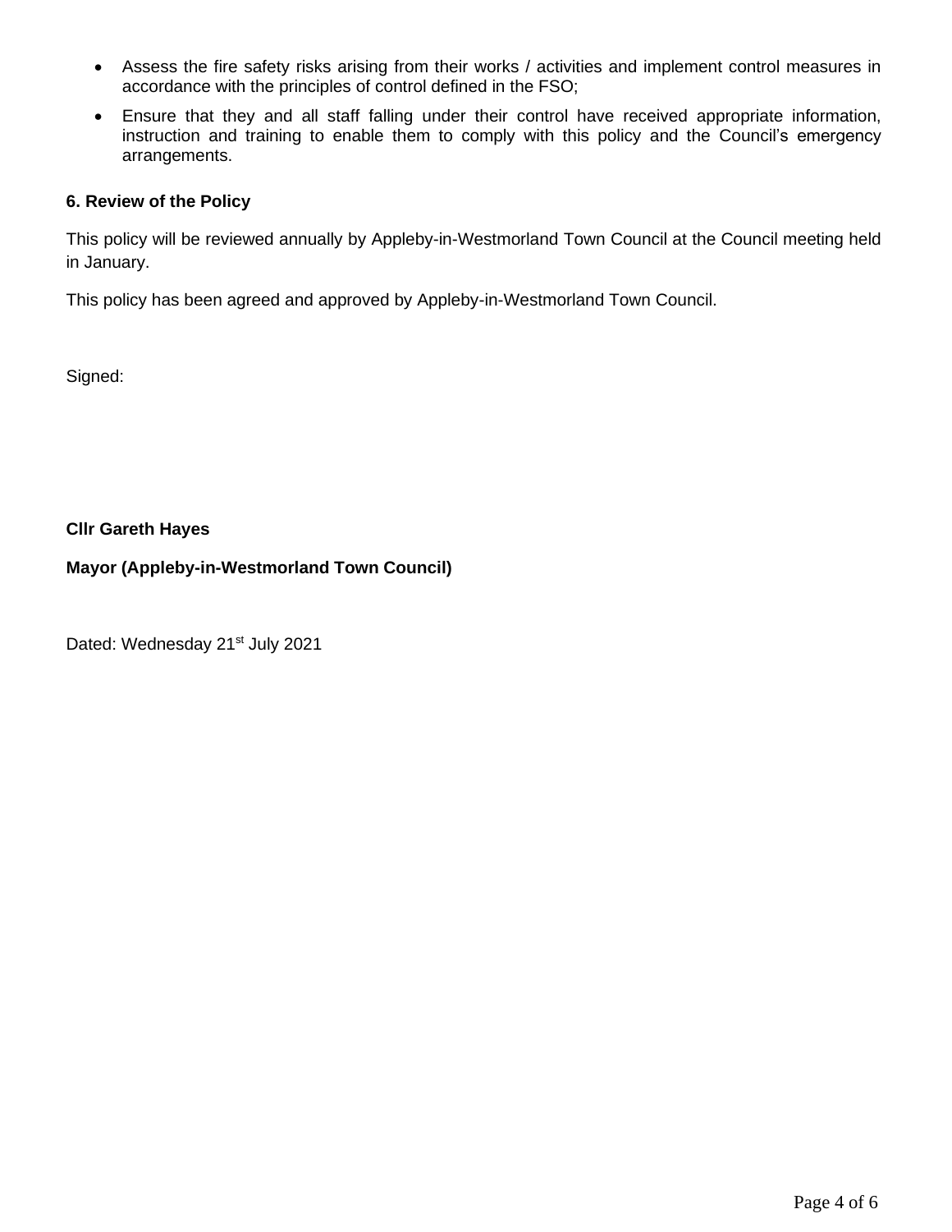- Assess the fire safety risks arising from their works / activities and implement control measures in accordance with the principles of control defined in the FSO;
- Ensure that they and all staff falling under their control have received appropriate information, instruction and training to enable them to comply with this policy and the Council's emergency arrangements.

**6. Review of the Policy**

This policy will be reviewed annually by Appleby-in-Westmorland Town Council at the Council meeting held in January.

This policy has been agreed and approved by Appleby-in-Westmorland Town Council.

Signed:

**Cllr Gareth Hayes**

**Mayor (Appleby-in-Westmorland Town Council)**

Dated: Wednesday 21st July 2021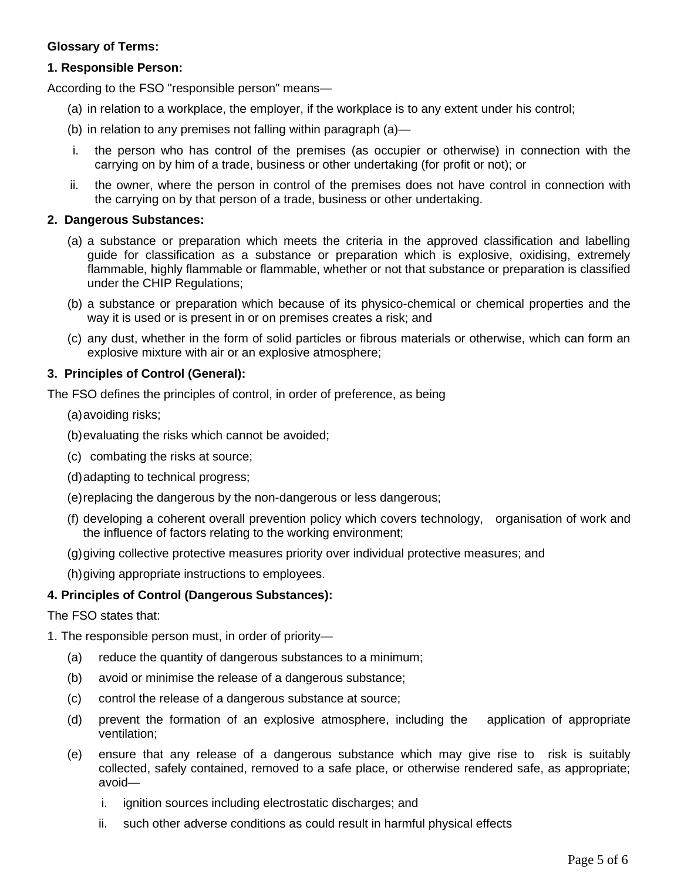**Glossary of Terms:**

**1. Responsible Person:**

According to the FSO "responsible person" means—

(a) in relation to a workplace, the employer, if the workplace is to any extent under his control;

(b) in relation to any premises not falling within paragraph (a)—

i. the person who has control of the premises (as occupier or otherwise) in connection with the carrying on by him of a trade, business or other undertaking (for profit or not); or

ii. the owner, where the person in control of the premises does not have control in connection with the carrying on by that person of a trade, business or other undertaking.

**2. Dangerous Substances:**

(a) a substance or preparation which meets the criteria in the approved classification and labelling guide for classification as a substance or preparation which is explosive, oxidising, extremely flammable, highly flammable or flammable, whether or not that substance or preparation is classified under the CHIP Regulations;

(b) a substance or preparation which because of its physico-chemical or chemical properties and the way it is used or is present in or on premises creates a risk; and

(c) any dust, whether in the form of solid particles or fibrous materials or otherwise, which can form an explosive mixture with air or an explosive atmosphere;

**3. Principles of Control (General):**

The FSO defines the principles of control, in order of preference, as being

(a) avoiding risks;

(b) evaluating the risks which cannot be avoided;

(c) combating the risks at source;

(d) adapting to technical progress;

(e) replacing the dangerous by the non-dangerous or less dangerous;

(f) developing a coherent overall prevention policy which covers technology, organisation of work and the influence of factors relating to the working environment;

(g) giving collective protective measures priority over individual protective measures; and

(h) giving appropriate instructions to employees.

**4. Principles of Control (Dangerous Substances):**

The FSO states that:

1. The responsible person must, in order of priority—

(a) reduce the quantity of dangerous substances to a minimum;

(b) avoid or minimise the release of a dangerous substance;

(c) control the release of a dangerous substance at source;

(d) prevent the formation of an explosive atmosphere, including the application of appropriate ventilation;

(e) ensure that any release of a dangerous substance which may give rise to risk is suitably collected, safely contained, removed to a safe place, or otherwise rendered safe, as appropriate; avoid—

i. ignition sources including electrostatic discharges; and

ii. such other adverse conditions as could result in harmful physical effects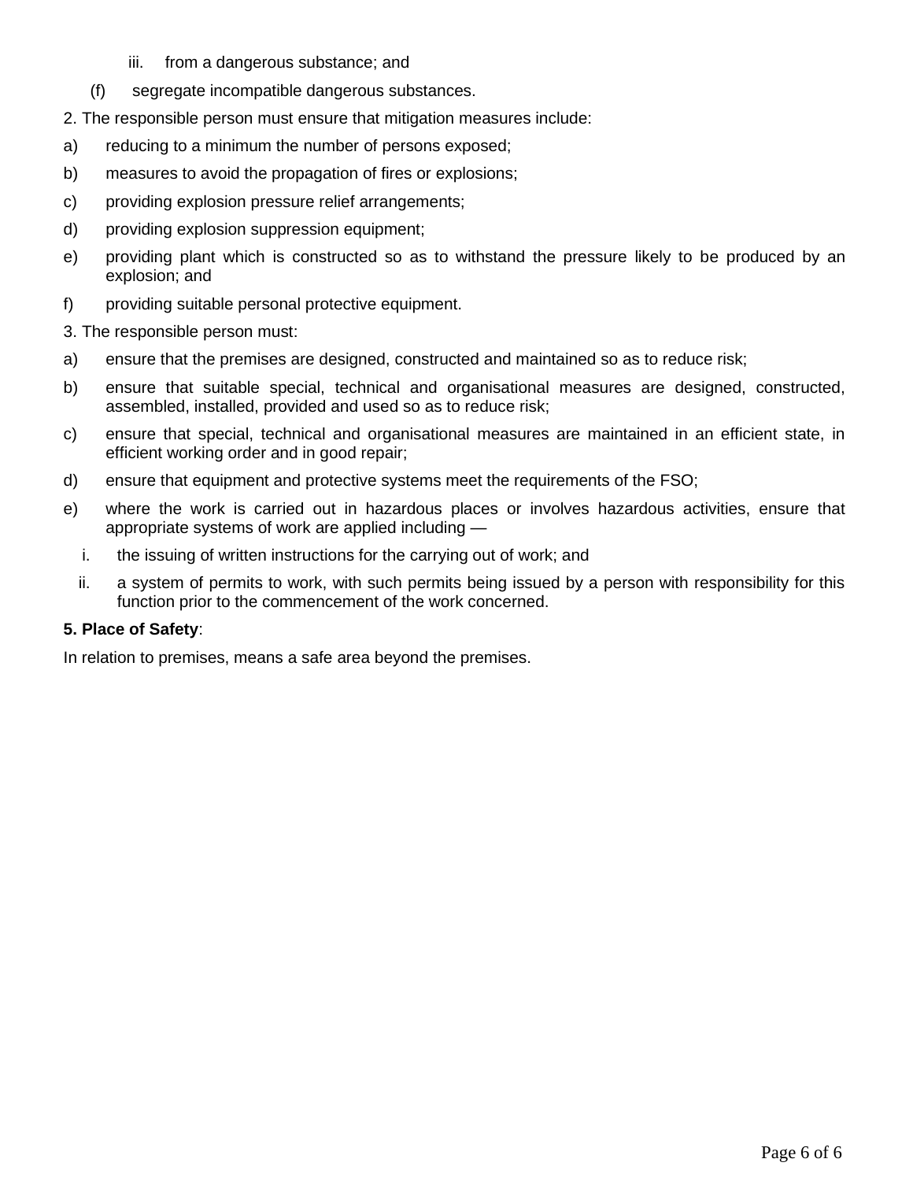iii. from a dangerous substance; and

(f) segregate incompatible dangerous substances.

2. The responsible person must ensure that mitigation measures include:

a) reducing to a minimum the number of persons exposed;
b) measures to avoid the propagation of fires or explosions;
c) providing explosion pressure relief arrangements;
d) providing explosion suppression equipment;
e) providing plant which is constructed so as to withstand the pressure likely to be produced by an explosion; and
f) providing suitable personal protective equipment.

3. The responsible person must:

a) ensure that the premises are designed, constructed and maintained so as to reduce risk;
b) ensure that suitable special, technical and organisational measures are designed, constructed, assembled, installed, provided and used so as to reduce risk;
c) ensure that special, technical and organisational measures are maintained in an efficient state, in efficient working order and in good repair;
d) ensure that equipment and protective systems meet the requirements of the FSO;
e) where the work is carried out in hazardous places or involves hazardous activities, ensure that appropriate systems of work are applied including —
   i. the issuing of written instructions for the carrying out of work; and
   ii. a system of permits to work, with such permits being issued by a person with responsibility for this function prior to the commencement of the work concerned.

**5. Place of Safety**:

In relation to premises, means a safe area beyond the premises.